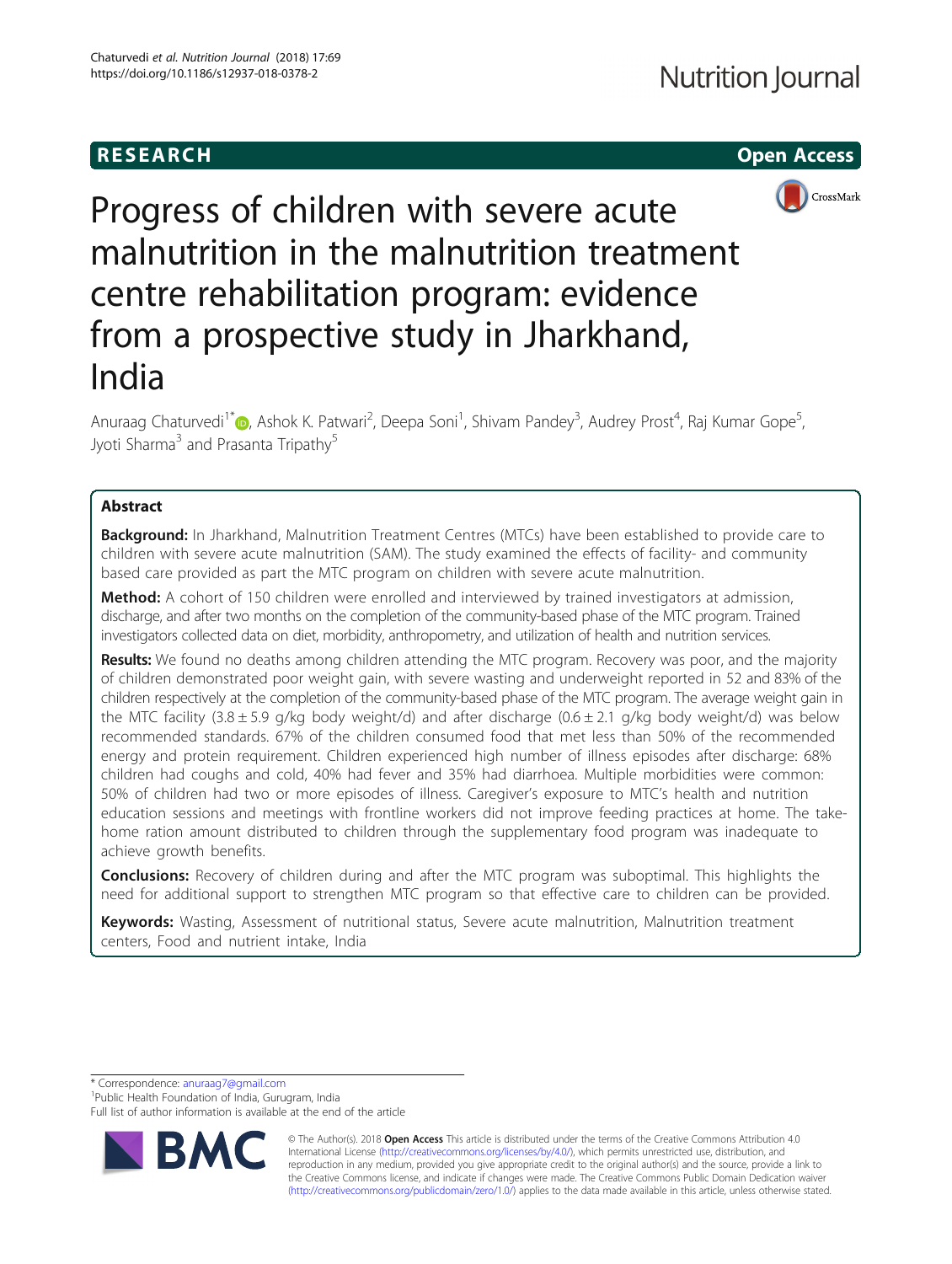RESEARCH

Open Access

# Progress of children with severe acute malnutrition in the malnutrition treatment centre rehabilitation program: evidence from a prospective study in Jharkhand, India

Anuraag Chaturvedi[1*], Ashok K. Patwari[2], Deepa Soni[1], Shivam Pandey[3], Audrey Prost[4], Raj Kumar Gope[5], Jyoti Sharma[3] and Prasanta Tripathy[5]

## Abstract

**Background:** In Jharkhand, Malnutrition Treatment Centres (MTCs) have been established to provide care to children with severe acute malnutrition (SAM). The study examined the effects of facility- and community based care provided as part the MTC program on children with severe acute malnutrition.

**Method:** A cohort of 150 children were enrolled and interviewed by trained investigators at admission, discharge, and after two months on the completion of the community-based phase of the MTC program. Trained investigators collected data on diet, morbidity, anthropometry, and utilization of health and nutrition services.

**Results:** We found no deaths among children attending the MTC program. Recovery was poor, and the majority of children demonstrated poor weight gain, with severe wasting and underweight reported in 52 and 83% of the children respectively at the completion of the community-based phase of the MTC program. The average weight gain in the MTC facility (3.8 ± 5.9 g/kg body weight/d) and after discharge (0.6 ± 2.1 g/kg body weight/d) was below recommended standards. 67% of the children consumed food that met less than 50% of the recommended energy and protein requirement. Children experienced high number of illness episodes after discharge: 68% children had coughs and cold, 40% had fever and 35% had diarrhoea. Multiple morbidities were common: 50% of children had two or more episodes of illness. Caregiver's exposure to MTC's health and nutrition education sessions and meetings with frontline workers did not improve feeding practices at home. The take-home ration amount distributed to children through the supplementary food program was inadequate to achieve growth benefits.

**Conclusions:** Recovery of children during and after the MTC program was suboptimal. This highlights the need for additional support to strengthen MTC program so that effective care to children can be provided.

**Keywords:** Wasting, Assessment of nutritional status, Severe acute malnutrition, Malnutrition treatment centers, Food and nutrient intake, India

\* Correspondence: anuraag7@gmail.com
[1]Public Health Foundation of India, Gurugram, India
Full list of author information is available at the end of the article

© The Author(s). 2018 **Open Access** This article is distributed under the terms of the Creative Commons Attribution 4.0 International License (http://creativecommons.org/licenses/by/4.0/), which permits unrestricted use, distribution, and reproduction in any medium, provided you give appropriate credit to the original author(s) and the source, provide a link to the Creative Commons license, and indicate if changes were made. The Creative Commons Public Domain Dedication waiver (http://creativecommons.org/publicdomain/zero/1.0/) applies to the data made available in this article, unless otherwise stated.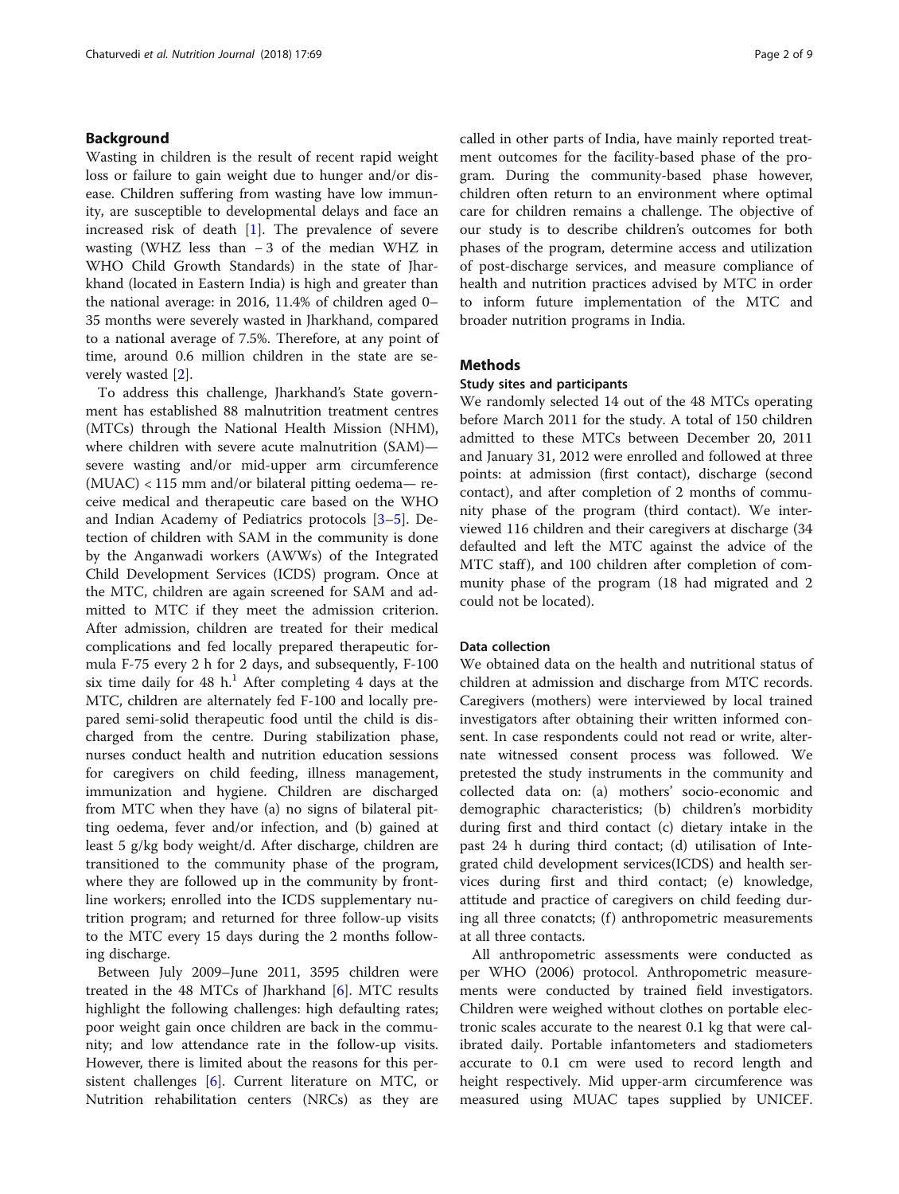## Background

Wasting in children is the result of recent rapid weight loss or failure to gain weight due to hunger and/or disease. Children suffering from wasting have low immunity, are susceptible to developmental delays and face an increased risk of death [1]. The prevalence of severe wasting (WHZ less than − 3 of the median WHZ in WHO Child Growth Standards) in the state of Jharkhand (located in Eastern India) is high and greater than the national average: in 2016, 11.4% of children aged 0–35 months were severely wasted in Jharkhand, compared to a national average of 7.5%. Therefore, at any point of time, around 0.6 million children in the state are severely wasted [2].

To address this challenge, Jharkhand's State government has established 88 malnutrition treatment centres (MTCs) through the National Health Mission (NHM), where children with severe acute malnutrition (SAM)—severe wasting and/or mid-upper arm circumference (MUAC) < 115 mm and/or bilateral pitting oedema— receive medical and therapeutic care based on the WHO and Indian Academy of Pediatrics protocols [3–5]. Detection of children with SAM in the community is done by the Anganwadi workers (AWWs) of the Integrated Child Development Services (ICDS) program. Once at the MTC, children are again screened for SAM and admitted to MTC if they meet the admission criterion. After admission, children are treated for their medical complications and fed locally prepared therapeutic formula F-75 every 2 h for 2 days, and subsequently, F-100 six time daily for 48 h.[1] After completing 4 days at the MTC, children are alternately fed F-100 and locally prepared semi-solid therapeutic food until the child is discharged from the centre. During stabilization phase, nurses conduct health and nutrition education sessions for caregivers on child feeding, illness management, immunization and hygiene. Children are discharged from MTC when they have (a) no signs of bilateral pitting oedema, fever and/or infection, and (b) gained at least 5 g/kg body weight/d. After discharge, children are transitioned to the community phase of the program, where they are followed up in the community by frontline workers; enrolled into the ICDS supplementary nutrition program; and returned for three follow-up visits to the MTC every 15 days during the 2 months following discharge.

Between July 2009–June 2011, 3595 children were treated in the 48 MTCs of Jharkhand [6]. MTC results highlight the following challenges: high defaulting rates; poor weight gain once children are back in the community; and low attendance rate in the follow-up visits. However, there is limited about the reasons for this persistent challenges [6]. Current literature on MTC, or Nutrition rehabilitation centers (NRCs) as they are called in other parts of India, have mainly reported treatment outcomes for the facility-based phase of the program. During the community-based phase however, children often return to an environment where optimal care for children remains a challenge. The objective of our study is to describe children's outcomes for both phases of the program, determine access and utilization of post-discharge services, and measure compliance of health and nutrition practices advised by MTC in order to inform future implementation of the MTC and broader nutrition programs in India.

## Methods

### Study sites and participants

We randomly selected 14 out of the 48 MTCs operating before March 2011 for the study. A total of 150 children admitted to these MTCs between December 20, 2011 and January 31, 2012 were enrolled and followed at three points: at admission (first contact), discharge (second contact), and after completion of 2 months of community phase of the program (third contact). We interviewed 116 children and their caregivers at discharge (34 defaulted and left the MTC against the advice of the MTC staff), and 100 children after completion of community phase of the program (18 had migrated and 2 could not be located).

### Data collection

We obtained data on the health and nutritional status of children at admission and discharge from MTC records. Caregivers (mothers) were interviewed by local trained investigators after obtaining their written informed consent. In case respondents could not read or write, alternate witnessed consent process was followed. We pretested the study instruments in the community and collected data on: (a) mothers' socio-economic and demographic characteristics; (b) children's morbidity during first and third contact (c) dietary intake in the past 24 h during third contact; (d) utilisation of Integrated child development services(ICDS) and health services during first and third contact; (e) knowledge, attitude and practice of caregivers on child feeding during all three conatcts; (f) anthropometric measurements at all three contacts.

All anthropometric assessments were conducted as per WHO (2006) protocol. Anthropometric measurements were conducted by trained field investigators. Children were weighed without clothes on portable electronic scales accurate to the nearest 0.1 kg that were calibrated daily. Portable infantometers and stadiometers accurate to 0.1 cm were used to record length and height respectively. Mid upper-arm circumference was measured using MUAC tapes supplied by UNICEF.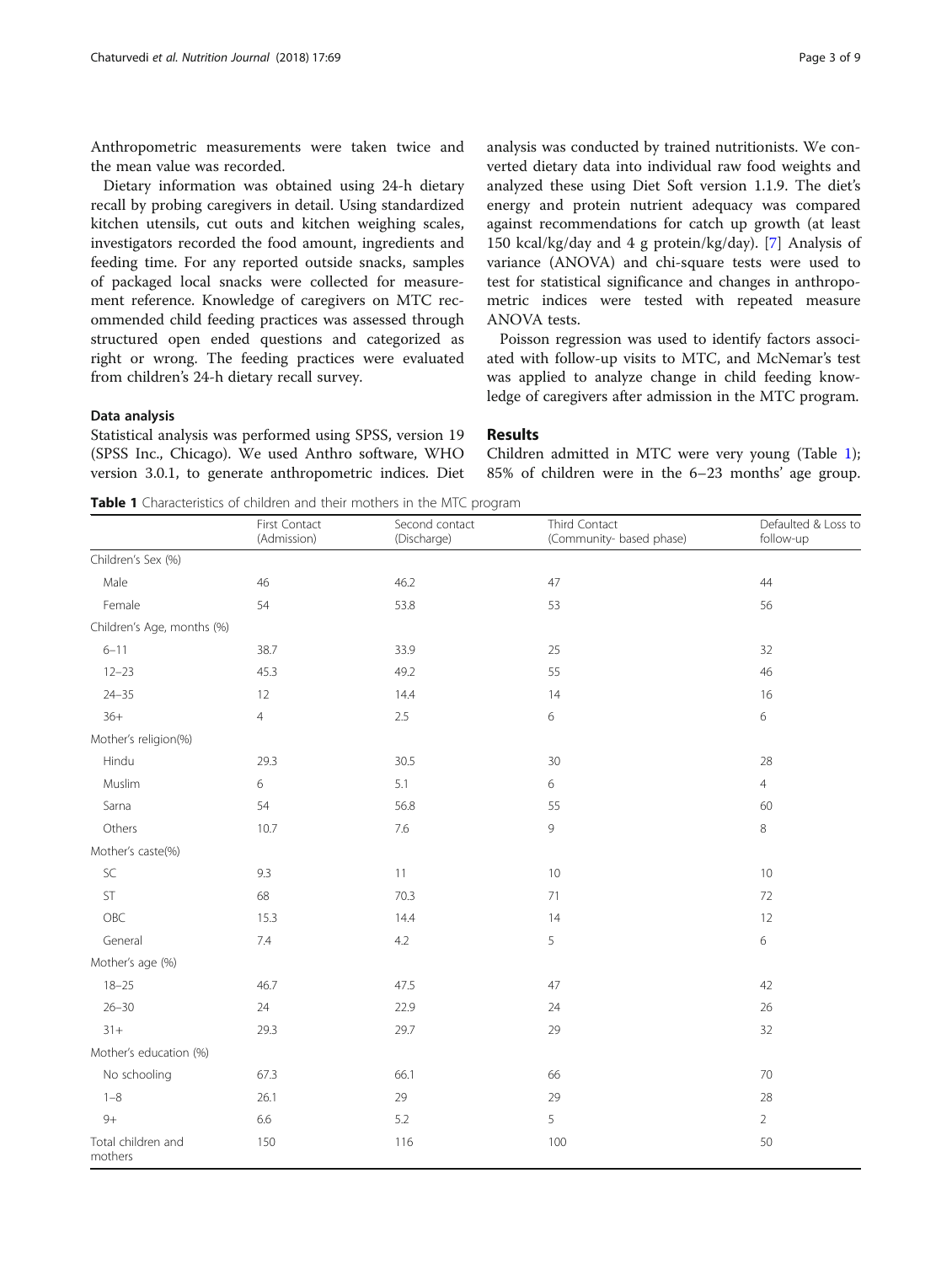Anthropometric measurements were taken twice and the mean value was recorded.

Dietary information was obtained using 24-h dietary recall by probing caregivers in detail. Using standardized kitchen utensils, cut outs and kitchen weighing scales, investigators recorded the food amount, ingredients and feeding time. For any reported outside snacks, samples of packaged local snacks were collected for measurement reference. Knowledge of caregivers on MTC recommended child feeding practices was assessed through structured open ended questions and categorized as right or wrong. The feeding practices were evaluated from children's 24-h dietary recall survey.

### Data analysis

Statistical analysis was performed using SPSS, version 19 (SPSS Inc., Chicago). We used Anthro software, WHO version 3.0.1, to generate anthropometric indices. Diet analysis was conducted by trained nutritionists. We converted dietary data into individual raw food weights and analyzed these using Diet Soft version 1.1.9. The diet's energy and protein nutrient adequacy was compared against recommendations for catch up growth (at least 150 kcal/kg/day and 4 g protein/kg/day). [7] Analysis of variance (ANOVA) and chi-square tests were used to test for statistical significance and changes in anthropometric indices were tested with repeated measure ANOVA tests.

Poisson regression was used to identify factors associated with follow-up visits to MTC, and McNemar's test was applied to analyze change in child feeding knowledge of caregivers after admission in the MTC program.

## Results

Children admitted in MTC were very young (Table 1); 85% of children were in the 6–23 months' age group.

**Table 1** Characteristics of children and their mothers in the MTC program

| | First Contact (Admission) | Second contact (Discharge) | Third Contact (Community- based phase) | Defaulted & Loss to follow-up |
|---|---|---|---|---|
| Children's Sex (%) | | | | |
| Male | 46 | 46.2 | 47 | 44 |
| Female | 54 | 53.8 | 53 | 56 |
| Children's Age, months (%) | | | | |
| 6–11 | 38.7 | 33.9 | 25 | 32 |
| 12–23 | 45.3 | 49.2 | 55 | 46 |
| 24–35 | 12 | 14.4 | 14 | 16 |
| 36+ | 4 | 2.5 | 6 | 6 |
| Mother's religion(%) | | | | |
| Hindu | 29.3 | 30.5 | 30 | 28 |
| Muslim | 6 | 5.1 | 6 | 4 |
| Sarna | 54 | 56.8 | 55 | 60 |
| Others | 10.7 | 7.6 | 9 | 8 |
| Mother's caste(%) | | | | |
| SC | 9.3 | 11 | 10 | 10 |
| ST | 68 | 70.3 | 71 | 72 |
| OBC | 15.3 | 14.4 | 14 | 12 |
| General | 7.4 | 4.2 | 5 | 6 |
| Mother's age (%) | | | | |
| 18–25 | 46.7 | 47.5 | 47 | 42 |
| 26–30 | 24 | 22.9 | 24 | 26 |
| 31+ | 29.3 | 29.7 | 29 | 32 |
| Mother's education (%) | | | | |
| No schooling | 67.3 | 66.1 | 66 | 70 |
| 1–8 | 26.1 | 29 | 29 | 28 |
| 9+ | 6.6 | 5.2 | 5 | 2 |
| Total children and mothers | 150 | 116 | 100 | 50 |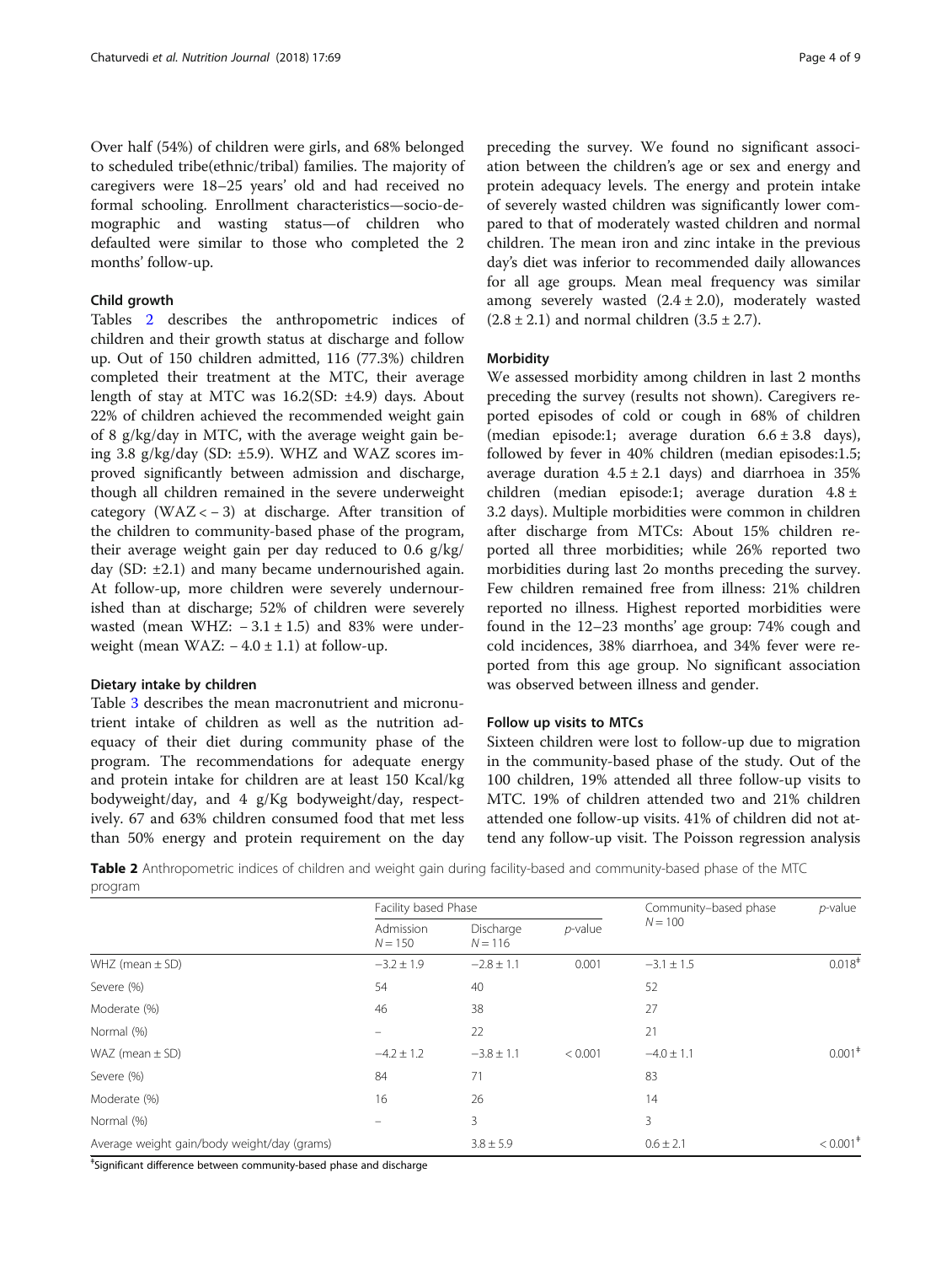Over half (54%) of children were girls, and 68% belonged to scheduled tribe(ethnic/tribal) families. The majority of caregivers were 18–25 years' old and had received no formal schooling. Enrollment characteristics—socio-demographic and wasting status—of children who defaulted were similar to those who completed the 2 months' follow-up.

### Child growth

Tables 2 describes the anthropometric indices of children and their growth status at discharge and follow up. Out of 150 children admitted, 116 (77.3%) children completed their treatment at the MTC, their average length of stay at MTC was 16.2(SD: ±4.9) days. About 22% of children achieved the recommended weight gain of 8 g/kg/day in MTC, with the average weight gain being 3.8 g/kg/day (SD: ±5.9). WHZ and WAZ scores improved significantly between admission and discharge, though all children remained in the severe underweight category (WAZ < − 3) at discharge. After transition of the children to community-based phase of the program, their average weight gain per day reduced to 0.6 g/kg/day (SD: ±2.1) and many became undernourished again. At follow-up, more children were severely undernourished than at discharge; 52% of children were severely wasted (mean WHZ: − 3.1 ± 1.5) and 83% were underweight (mean WAZ: − 4.0 ± 1.1) at follow-up.

### Dietary intake by children

Table 3 describes the mean macronutrient and micronutrient intake of children as well as the nutrition adequacy of their diet during community phase of the program. The recommendations for adequate energy and protein intake for children are at least 150 Kcal/kg bodyweight/day, and 4 g/Kg bodyweight/day, respectively. 67 and 63% children consumed food that met less than 50% energy and protein requirement on the day preceding the survey. We found no significant association between the children's age or sex and energy and protein adequacy levels. The energy and protein intake of severely wasted children was significantly lower compared to that of moderately wasted children and normal children. The mean iron and zinc intake in the previous day's diet was inferior to recommended daily allowances for all age groups. Mean meal frequency was similar among severely wasted (2.4 ± 2.0), moderately wasted (2.8 ± 2.1) and normal children (3.5 ± 2.7).

### Morbidity

We assessed morbidity among children in last 2 months preceding the survey (results not shown). Caregivers reported episodes of cold or cough in 68% of children (median episode:1; average duration 6.6 ± 3.8 days), followed by fever in 40% children (median episodes:1.5; average duration 4.5 ± 2.1 days) and diarrhoea in 35% children (median episode:1; average duration 4.8 ± 3.2 days). Multiple morbidities were common in children after discharge from MTCs: About 15% children reported all three morbidities; while 26% reported two morbidities during last 2o months preceding the survey. Few children remained free from illness: 21% children reported no illness. Highest reported morbidities were found in the 12–23 months' age group: 74% cough and cold incidences, 38% diarrhoea, and 34% fever were reported from this age group. No significant association was observed between illness and gender.

### Follow up visits to MTCs

Sixteen children were lost to follow-up due to migration in the community-based phase of the study. Out of the 100 children, 19% attended all three follow-up visits to MTC. 19% of children attended two and 21% children attended one follow-up visits. 41% of children did not attend any follow-up visit. The Poisson regression analysis

**Table 2** Anthropometric indices of children and weight gain during facility-based and community-based phase of the MTC program

| | Facility based Phase | | | Community–based phase | *p*-value |
|---|---|---|---|---|---|
| | Admission $N = 150$ | Discharge $N = 116$ | *p*-value | $N = 100$ | |
| WHZ (mean ± SD) | −3.2 ± 1.9 | −2.8 ± 1.1 | 0.001 | −3.1 ± 1.5 | 0.018[‡] |
| Severe (%) | 54 | 40 | | 52 | |
| Moderate (%) | 46 | 38 | | 27 | |
| Normal (%) | – | 22 | | 21 | |
| WAZ (mean ± SD) | −4.2 ± 1.2 | −3.8 ± 1.1 | < 0.001 | −4.0 ± 1.1 | 0.001[‡] |
| Severe (%) | 84 | 71 | | 83 | |
| Moderate (%) | 16 | 26 | | 14 | |
| Normal (%) | – | 3 | | 3 | |
| Average weight gain/body weight/day (grams) | | 3.8 ± 5.9 | | 0.6 ± 2.1 | < 0.001[‡] |

[‡]Significant difference between community-based phase and discharge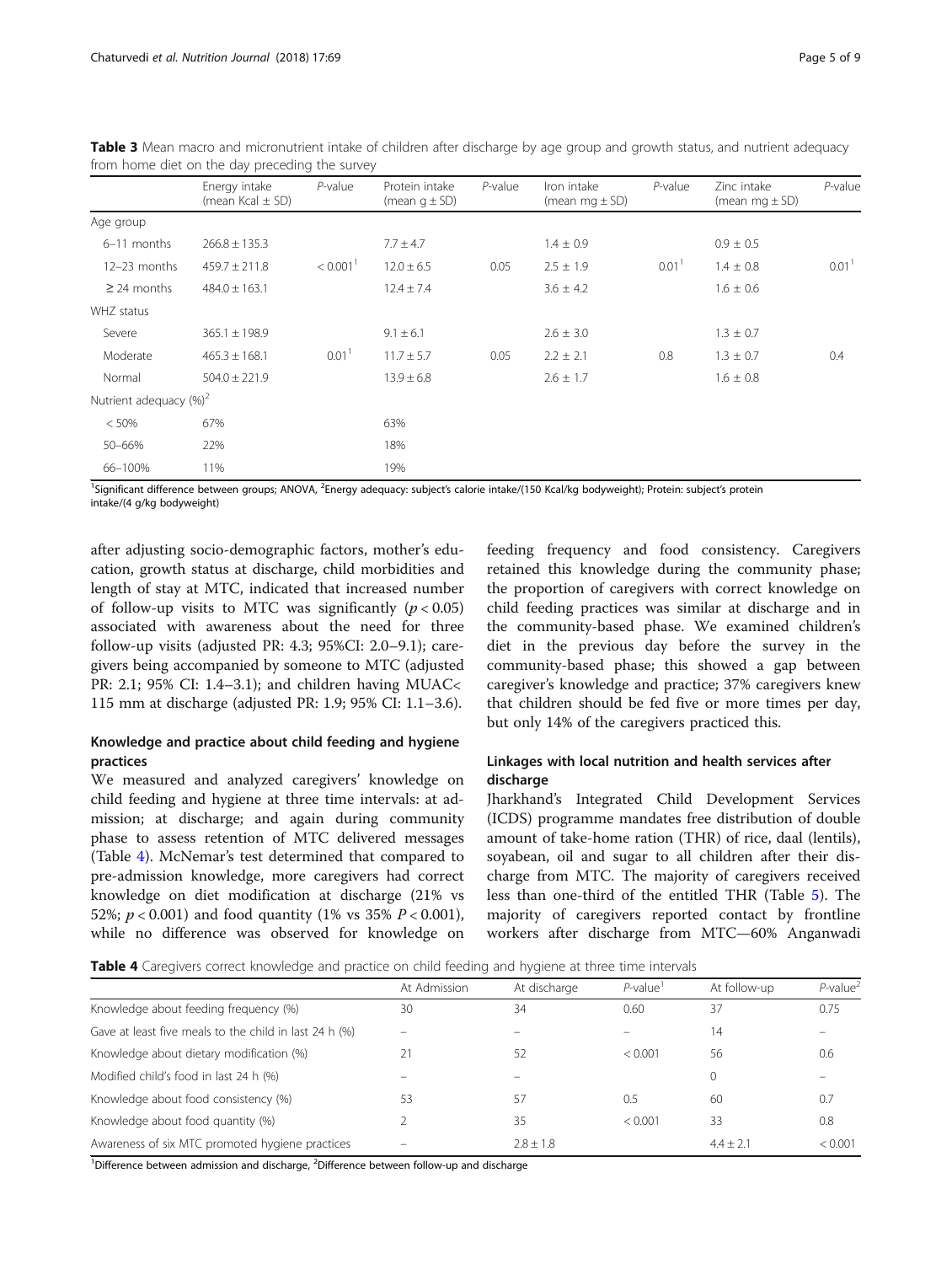**Table 3** Mean macro and micronutrient intake of children after discharge by age group and growth status, and nutrient adequacy from home diet on the day preceding the survey

| | Energy intake (mean Kcal ± SD) | *P*-value | Protein intake (mean g ± SD) | *P*-value | Iron intake (mean mg ± SD) | *P*-value | Zinc intake (mean mg ± SD) | *P*-value |
|---|---|---|---|---|---|---|---|---|
| Age group | | | | | | | | |
| 6–11 months | 266.8 ± 135.3 | | 7.7 ± 4.7 | | 1.4 ± 0.9 | | 0.9 ± 0.5 | |
| 12–23 months | 459.7 ± 211.8 | < 0.001[1] | 12.0 ± 6.5 | 0.05 | 2.5 ± 1.9 | 0.01[1] | 1.4 ± 0.8 | 0.01[1] |
| ≥ 24 months | 484.0 ± 163.1 | | 12.4 ± 7.4 | | 3.6 ± 4.2 | | 1.6 ± 0.6 | |
| WHZ status | | | | | | | | |
| Severe | 365.1 ± 198.9 | | 9.1 ± 6.1 | | 2.6 ± 3.0 | | 1.3 ± 0.7 | |
| Moderate | 465.3 ± 168.1 | 0.01[1] | 11.7 ± 5.7 | 0.05 | 2.2 ± 2.1 | 0.8 | 1.3 ± 0.7 | 0.4 |
| Normal | 504.0 ± 221.9 | | 13.9 ± 6.8 | | 2.6 ± 1.7 | | 1.6 ± 0.8 | |
| Nutrient adequacy (%)[2] | | | | | | | | |
| < 50% | 67% | | 63% | | | | | |
| 50–66% | 22% | | 18% | | | | | |
| 66–100% | 11% | | 19% | | | | | |

[1]Significant difference between groups; ANOVA, [2]Energy adequacy: subject's calorie intake/(150 Kcal/kg bodyweight); Protein: subject's protein intake/(4 g/kg bodyweight)

after adjusting socio-demographic factors, mother's education, growth status at discharge, child morbidities and length of stay at MTC, indicated that increased number of follow-up visits to MTC was significantly ($p < 0.05$) associated with awareness about the need for three follow-up visits (adjusted PR: 4.3; 95%CI: 2.0–9.1); caregivers being accompanied by someone to MTC (adjusted PR: 2.1; 95% CI: 1.4–3.1); and children having MUAC< 115 mm at discharge (adjusted PR: 1.9; 95% CI: 1.1–3.6).

## Knowledge and practice about child feeding and hygiene practices

We measured and analyzed caregivers' knowledge on child feeding and hygiene at three time intervals: at admission; at discharge; and again during community phase to assess retention of MTC delivered messages (Table 4). McNemar's test determined that compared to pre-admission knowledge, more caregivers had correct knowledge on diet modification at discharge (21% vs 52%; $p < 0.001$) and food quantity (1% vs 35% $P < 0.001$), while no difference was observed for knowledge on feeding frequency and food consistency. Caregivers retained this knowledge during the community phase; the proportion of caregivers with correct knowledge on child feeding practices was similar at discharge and in the community-based phase. We examined children's diet in the previous day before the survey in the community-based phase; this showed a gap between caregiver's knowledge and practice; 37% caregivers knew that children should be fed five or more times per day, but only 14% of the caregivers practiced this.

## Linkages with local nutrition and health services after discharge

Jharkhand's Integrated Child Development Services (ICDS) programme mandates free distribution of double amount of take-home ration (THR) of rice, daal (lentils), soyabean, oil and sugar to all children after their discharge from MTC. The majority of caregivers received less than one-third of the entitled THR (Table 5). The majority of caregivers reported contact by frontline workers after discharge from MTC—60% Anganwadi

**Table 4** Caregivers correct knowledge and practice on child feeding and hygiene at three time intervals

| | At Admission | At discharge | *P*-value[1] | At follow-up | *P*-value[2] |
|---|---|---|---|---|---|
| Knowledge about feeding frequency (%) | 30 | 34 | 0.60 | 37 | 0.75 |
| Gave at least five meals to the child in last 24 h (%) | – | – | – | 14 | – |
| Knowledge about dietary modification (%) | 21 | 52 | < 0.001 | 56 | 0.6 |
| Modified child's food in last 24 h (%) | – | – | | 0 | – |
| Knowledge about food consistency (%) | 53 | 57 | 0.5 | 60 | 0.7 |
| Knowledge about food quantity (%) | 2 | 35 | < 0.001 | 33 | 0.8 |
| Awareness of six MTC promoted hygiene practices | – | 2.8 ± 1.8 | | 4.4 ± 2.1 | < 0.001 |

[1]Difference between admission and discharge, [2]Difference between follow-up and discharge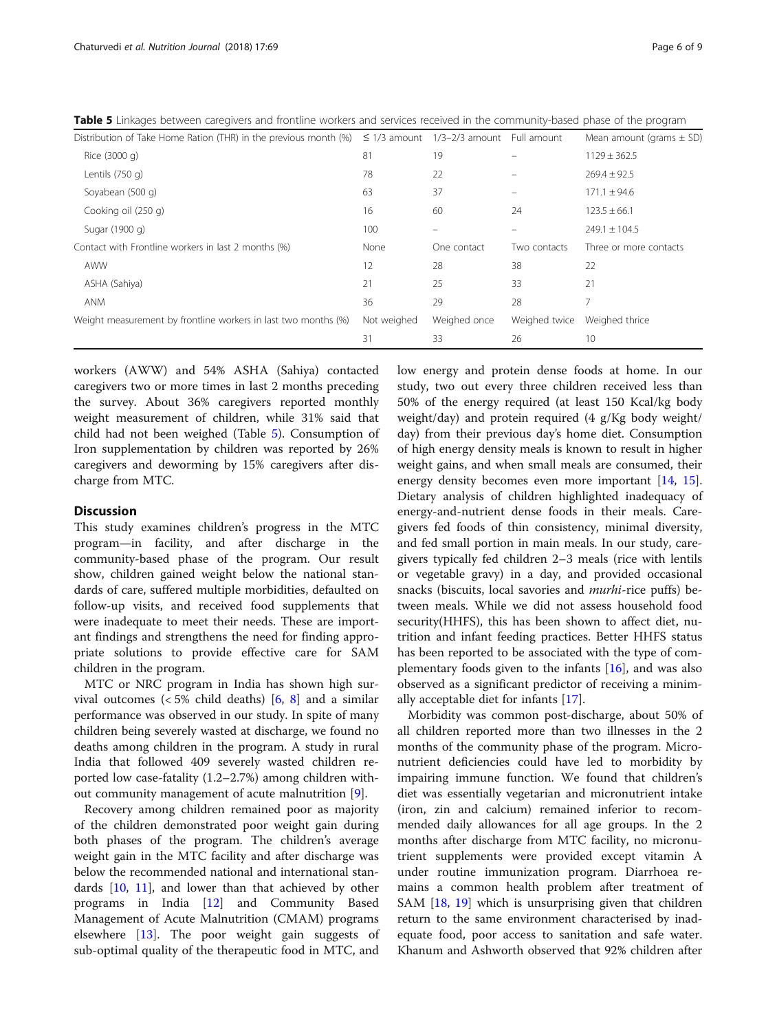**Table 5** Linkages between caregivers and frontline workers and services received in the community-based phase of the program

| Distribution of Take Home Ration (THR) in the previous month (%) | ≤ 1/3 amount | 1/3–2/3 amount | Full amount | Mean amount (grams ± SD) |
|---|---|---|---|---|
| Rice (3000 g) | 81 | 19 | – | 1129 ± 362.5 |
| Lentils (750 g) | 78 | 22 | – | 269.4 ± 92.5 |
| Soyabean (500 g) | 63 | 37 | – | 171.1 ± 94.6 |
| Cooking oil (250 g) | 16 | 60 | 24 | 123.5 ± 66.1 |
| Sugar (1900 g) | 100 | – | – | 249.1 ± 104.5 |
| Contact with Frontline workers in last 2 months (%) | None | One contact | Two contacts | Three or more contacts |
| AWW | 12 | 28 | 38 | 22 |
| ASHA (Sahiya) | 21 | 25 | 33 | 21 |
| ANM | 36 | 29 | 28 | 7 |
| Weight measurement by frontline workers in last two months (%) | Not weighed | Weighed once | Weighed twice | Weighed thrice |
| | 31 | 33 | 26 | 10 |

workers (AWW) and 54% ASHA (Sahiya) contacted caregivers two or more times in last 2 months preceding the survey. About 36% caregivers reported monthly weight measurement of children, while 31% said that child had not been weighed (Table 5). Consumption of Iron supplementation by children was reported by 26% caregivers and deworming by 15% caregivers after discharge from MTC.

## Discussion

This study examines children's progress in the MTC program—in facility, and after discharge in the community-based phase of the program. Our result show, children gained weight below the national standards of care, suffered multiple morbidities, defaulted on follow-up visits, and received food supplements that were inadequate to meet their needs. These are important findings and strengthens the need for finding appropriate solutions to provide effective care for SAM children in the program.

MTC or NRC program in India has shown high survival outcomes (< 5% child deaths) [6, 8] and a similar performance was observed in our study. In spite of many children being severely wasted at discharge, we found no deaths among children in the program. A study in rural India that followed 409 severely wasted children reported low case-fatality (1.2–2.7%) among children without community management of acute malnutrition [9].

Recovery among children remained poor as majority of the children demonstrated poor weight gain during both phases of the program. The children's average weight gain in the MTC facility and after discharge was below the recommended national and international standards [10, 11], and lower than that achieved by other programs in India [12] and Community Based Management of Acute Malnutrition (CMAM) programs elsewhere [13]. The poor weight gain suggests of sub-optimal quality of the therapeutic food in MTC, and low energy and protein dense foods at home. In our study, two out every three children received less than 50% of the energy required (at least 150 Kcal/kg body weight/day) and protein required (4 g/Kg body weight/day) from their previous day's home diet. Consumption of high energy density meals is known to result in higher weight gains, and when small meals are consumed, their energy density becomes even more important [14, 15]. Dietary analysis of children highlighted inadequacy of energy-and-nutrient dense foods in their meals. Caregivers fed foods of thin consistency, minimal diversity, and fed small portion in main meals. In our study, caregivers typically fed children 2–3 meals (rice with lentils or vegetable gravy) in a day, and provided occasional snacks (biscuits, local savories and *murhi*-rice puffs) between meals. While we did not assess household food security(HHFS), this has been shown to affect diet, nutrition and infant feeding practices. Better HHFS status has been reported to be associated with the type of complementary foods given to the infants [16], and was also observed as a significant predictor of receiving a minimally acceptable diet for infants [17].

Morbidity was common post-discharge, about 50% of all children reported more than two illnesses in the 2 months of the community phase of the program. Micronutrient deficiencies could have led to morbidity by impairing immune function. We found that children's diet was essentially vegetarian and micronutrient intake (iron, zin and calcium) remained inferior to recommended daily allowances for all age groups. In the 2 months after discharge from MTC facility, no micronutrient supplements were provided except vitamin A under routine immunization program. Diarrhoea remains a common health problem after treatment of SAM [18, 19] which is unsurprising given that children return to the same environment characterised by inadequate food, poor access to sanitation and safe water. Khanum and Ashworth observed that 92% children after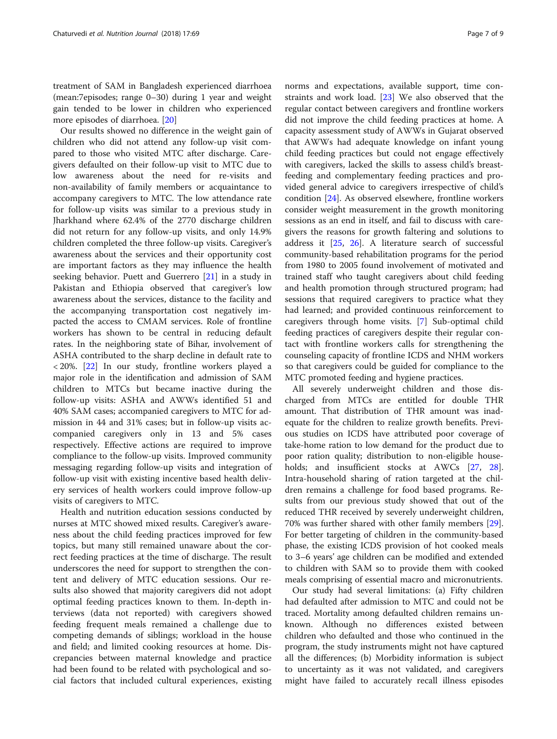treatment of SAM in Bangladesh experienced diarrhoea (mean:7episodes; range 0–30) during 1 year and weight gain tended to be lower in children who experienced more episodes of diarrhoea. [20]

Our results showed no difference in the weight gain of children who did not attend any follow-up visit compared to those who visited MTC after discharge. Caregivers defaulted on their follow-up visit to MTC due to low awareness about the need for re-visits and non-availability of family members or acquaintance to accompany caregivers to MTC. The low attendance rate for follow-up visits was similar to a previous study in Jharkhand where 62.4% of the 2770 discharge children did not return for any follow-up visits, and only 14.9% children completed the three follow-up visits. Caregiver's awareness about the services and their opportunity cost are important factors as they may influence the health seeking behavior. Puett and Guerrero [21] in a study in Pakistan and Ethiopia observed that caregiver's low awareness about the services, distance to the facility and the accompanying transportation cost negatively impacted the access to CMAM services. Role of frontline workers has shown to be central in reducing default rates. In the neighboring state of Bihar, involvement of ASHA contributed to the sharp decline in default rate to < 20%. [22] In our study, frontline workers played a major role in the identification and admission of SAM children to MTCs but became inactive during the follow-up visits: ASHA and AWWs identified 51 and 40% SAM cases; accompanied caregivers to MTC for admission in 44 and 31% cases; but in follow-up visits accompanied caregivers only in 13 and 5% cases respectively. Effective actions are required to improve compliance to the follow-up visits. Improved community messaging regarding follow-up visits and integration of follow-up visit with existing incentive based health delivery services of health workers could improve follow-up visits of caregivers to MTC.

Health and nutrition education sessions conducted by nurses at MTC showed mixed results. Caregiver's awareness about the child feeding practices improved for few topics, but many still remained unaware about the correct feeding practices at the time of discharge. The result underscores the need for support to strengthen the content and delivery of MTC education sessions. Our results also showed that majority caregivers did not adopt optimal feeding practices known to them. In-depth interviews (data not reported) with caregivers showed feeding frequent meals remained a challenge due to competing demands of siblings; workload in the house and field; and limited cooking resources at home. Discrepancies between maternal knowledge and practice had been found to be related with psychological and social factors that included cultural experiences, existing norms and expectations, available support, time constraints and work load. [23] We also observed that the regular contact between caregivers and frontline workers did not improve the child feeding practices at home. A capacity assessment study of AWWs in Gujarat observed that AWWs had adequate knowledge on infant young child feeding practices but could not engage effectively with caregivers, lacked the skills to assess child's breastfeeding and complementary feeding practices and provided general advice to caregivers irrespective of child's condition [24]. As observed elsewhere, frontline workers consider weight measurement in the growth monitoring sessions as an end in itself, and fail to discuss with caregivers the reasons for growth faltering and solutions to address it [25, 26]. A literature search of successful community-based rehabilitation programs for the period from 1980 to 2005 found involvement of motivated and trained staff who taught caregivers about child feeding and health promotion through structured program; had sessions that required caregivers to practice what they had learned; and provided continuous reinforcement to caregivers through home visits. [7] Sub-optimal child feeding practices of caregivers despite their regular contact with frontline workers calls for strengthening the counseling capacity of frontline ICDS and NHM workers so that caregivers could be guided for compliance to the MTC promoted feeding and hygiene practices.

All severely underweight children and those discharged from MTCs are entitled for double THR amount. That distribution of THR amount was inadequate for the children to realize growth benefits. Previous studies on ICDS have attributed poor coverage of take-home ration to low demand for the product due to poor ration quality; distribution to non-eligible households; and insufficient stocks at AWCs [27, 28]. Intra-household sharing of ration targeted at the children remains a challenge for food based programs. Results from our previous study showed that out of the reduced THR received by severely underweight children, 70% was further shared with other family members [29]. For better targeting of children in the community-based phase, the existing ICDS provision of hot cooked meals to 3–6 years' age children can be modified and extended to children with SAM so to provide them with cooked meals comprising of essential macro and micronutrients.

Our study had several limitations: (a) Fifty children had defaulted after admission to MTC and could not be traced. Mortality among defaulted children remains unknown. Although no differences existed between children who defaulted and those who continued in the program, the study instruments might not have captured all the differences; (b) Morbidity information is subject to uncertainty as it was not validated, and caregivers might have failed to accurately recall illness episodes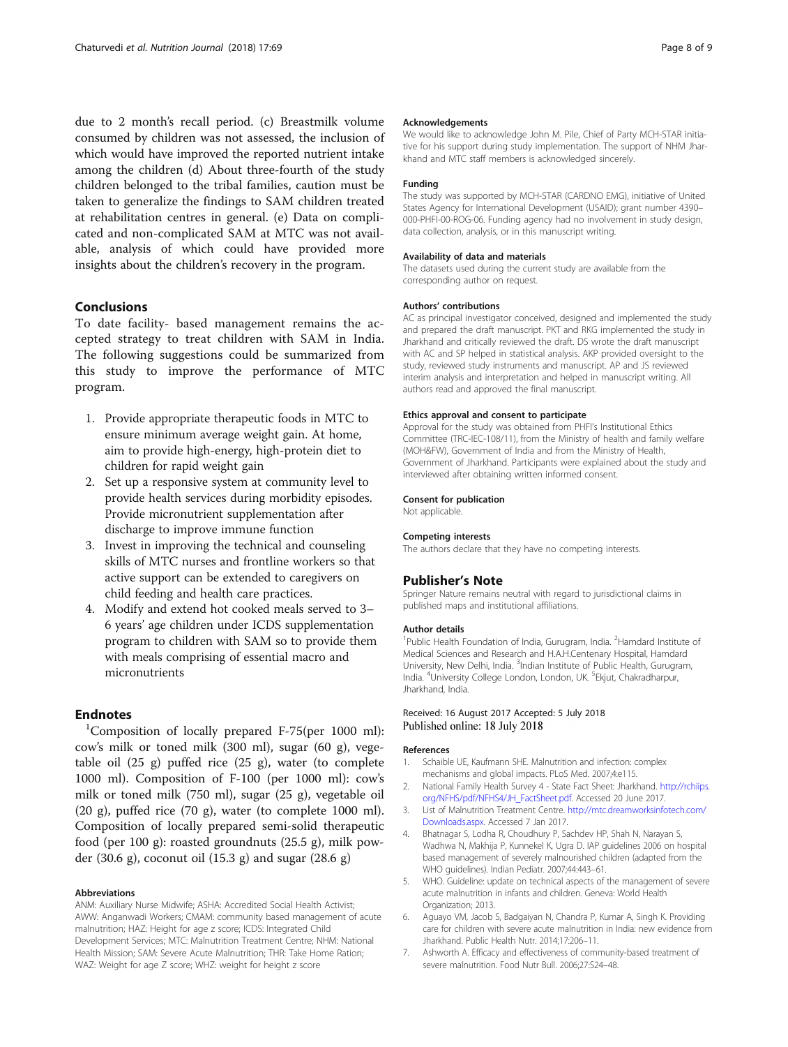due to 2 month's recall period. (c) Breastmilk volume consumed by children was not assessed, the inclusion of which would have improved the reported nutrient intake among the children (d) About three-fourth of the study children belonged to the tribal families, caution must be taken to generalize the findings to SAM children treated at rehabilitation centres in general. (e) Data on complicated and non-complicated SAM at MTC was not available, analysis of which could have provided more insights about the children's recovery in the program.

## Conclusions

To date facility- based management remains the accepted strategy to treat children with SAM in India. The following suggestions could be summarized from this study to improve the performance of MTC program.

1. Provide appropriate therapeutic foods in MTC to ensure minimum average weight gain. At home, aim to provide high-energy, high-protein diet to children for rapid weight gain
2. Set up a responsive system at community level to provide health services during morbidity episodes. Provide micronutrient supplementation after discharge to improve immune function
3. Invest in improving the technical and counseling skills of MTC nurses and frontline workers so that active support can be extended to caregivers on child feeding and health care practices.
4. Modify and extend hot cooked meals served to 3–6 years' age children under ICDS supplementation program to children with SAM so to provide them with meals comprising of essential macro and micronutrients

## Endnotes

[1]Composition of locally prepared F-75(per 1000 ml): cow's milk or toned milk (300 ml), sugar (60 g), vegetable oil (25 g) puffed rice (25 g), water (to complete 1000 ml). Composition of F-100 (per 1000 ml): cow's milk or toned milk (750 ml), sugar (25 g), vegetable oil (20 g), puffed rice (70 g), water (to complete 1000 ml). Composition of locally prepared semi-solid therapeutic food (per 100 g): roasted groundnuts (25.5 g), milk powder (30.6 g), coconut oil (15.3 g) and sugar (28.6 g)

#### Abbreviations

ANM: Auxiliary Nurse Midwife; ASHA: Accredited Social Health Activist; AWW: Anganwadi Workers; CMAM: community based management of acute malnutrition; HAZ: Height for age z score; ICDS: Integrated Child Development Services; MTC: Malnutrition Treatment Centre; NHM: National Health Mission; SAM: Severe Acute Malnutrition; THR: Take Home Ration; WAZ: Weight for age Z score; WHZ: weight for height z score

#### Acknowledgements

We would like to acknowledge John M. Pile, Chief of Party MCH-STAR initiative for his support during study implementation. The support of NHM Jharkhand and MTC staff members is acknowledged sincerely.

#### Funding

The study was supported by MCH-STAR (CARDNO EMG), initiative of United States Agency for International Development (USAID); grant number 4390–000-PHFI-00-ROG-06. Funding agency had no involvement in study design, data collection, analysis, or in this manuscript writing.

#### Availability of data and materials

The datasets used during the current study are available from the corresponding author on request.

#### Authors' contributions

AC as principal investigator conceived, designed and implemented the study and prepared the draft manuscript. PKT and RKG implemented the study in Jharkhand and critically reviewed the draft. DS wrote the draft manuscript with AC and SP helped in statistical analysis. AKP provided oversight to the study, reviewed study instruments and manuscript. AP and JS reviewed interim analysis and interpretation and helped in manuscript writing. All authors read and approved the final manuscript.

#### Ethics approval and consent to participate

Approval for the study was obtained from PHFI's Institutional Ethics Committee (TRC-IEC-108/11), from the Ministry of health and family welfare (MOH&FW), Government of India and from the Ministry of Health, Government of Jharkhand. Participants were explained about the study and interviewed after obtaining written informed consent.

#### Consent for publication

Not applicable.

#### Competing interests

The authors declare that they have no competing interests.

## Publisher's Note

Springer Nature remains neutral with regard to jurisdictional claims in published maps and institutional affiliations.

#### Author details

[1]Public Health Foundation of India, Gurugram, India. [2]Hamdard Institute of Medical Sciences and Research and H.A.H.Centenary Hospital, Hamdard University, New Delhi, India. [3]Indian Institute of Public Health, Gurugram, India. [4]University College London, London, UK. [5]Ekjut, Chakradharpur, Jharkhand, India.

Received: 16 August 2017 Accepted: 5 July 2018
Published online: 18 July 2018

#### References

1. Schaible UE, Kaufmann SHE. Malnutrition and infection: complex mechanisms and global impacts. PLoS Med. 2007;4:e115.
2. National Family Health Survey 4 - State Fact Sheet: Jharkhand. http://rchiips.org/NFHS/pdf/NFHS4/JH_FactSheet.pdf. Accessed 20 June 2017.
3. List of Malnutrition Treatment Centre. http://mtc.dreamworksinfotech.com/Downloads.aspx. Accessed 7 Jan 2017.
4. Bhatnagar S, Lodha R, Choudhury P, Sachdev HP, Shah N, Narayan S, Wadhwa N, Makhija P, Kunnekel K, Ugra D. IAP guidelines 2006 on hospital based management of severely malnourished children (adapted from the WHO guidelines). Indian Pediatr. 2007;44:443–61.
5. WHO. Guideline: update on technical aspects of the management of severe acute malnutrition in infants and children. Geneva: World Health Organization; 2013.
6. Aguayo VM, Jacob S, Badgaiyan N, Chandra P, Kumar A, Singh K. Providing care for children with severe acute malnutrition in India: new evidence from Jharkhand. Public Health Nutr. 2014;17:206–11.
7. Ashworth A. Efficacy and effectiveness of community-based treatment of severe malnutrition. Food Nutr Bull. 2006;27:S24–48.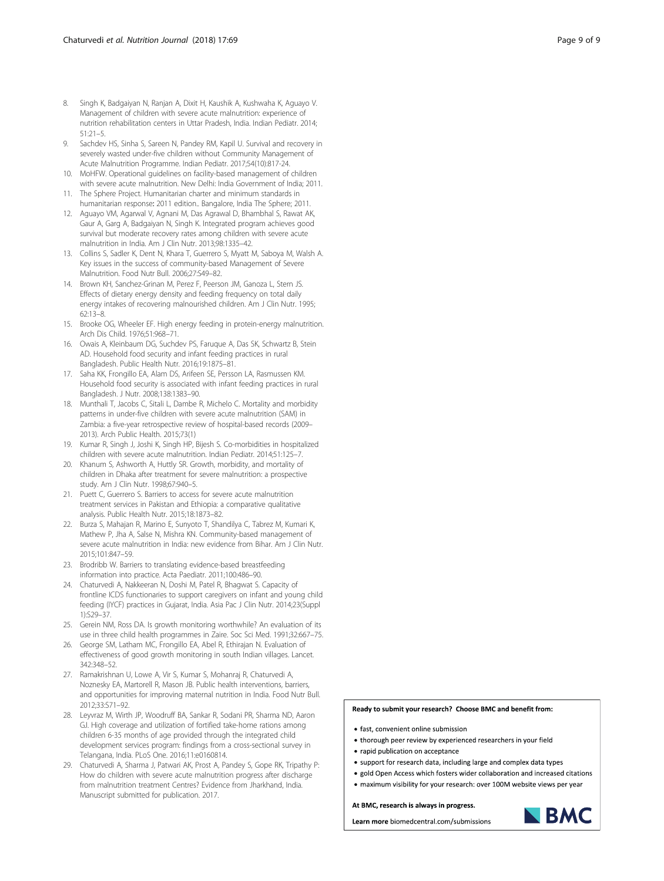8. Singh K, Badgaiyan N, Ranjan A, Dixit H, Kaushik A, Kushwaha K, Aguayo V. Management of children with severe acute malnutrition: experience of nutrition rehabilitation centers in Uttar Pradesh, India. Indian Pediatr. 2014; 51:21–5.
9. Sachdev HS, Sinha S, Sareen N, Pandey RM, Kapil U. Survival and recovery in severely wasted under-five children without Community Management of Acute Malnutrition Programme. Indian Pediatr. 2017;54(10):817-24.
10. MoHFW. Operational guidelines on facility-based management of children with severe acute malnutrition. New Delhi: India Government of India; 2011.
11. The Sphere Project. Humanitarian charter and minimum standards in humanitarian response: 2011 edition.. Bangalore, India The Sphere; 2011.
12. Aguayo VM, Agarwal V, Agnani M, Das Agrawal D, Bhambhal S, Rawat AK, Gaur A, Garg A, Badgaiyan N, Singh K. Integrated program achieves good survival but moderate recovery rates among children with severe acute malnutrition in India. Am J Clin Nutr. 2013;98:1335–42.
13. Collins S, Sadler K, Dent N, Khara T, Guerrero S, Myatt M, Saboya M, Walsh A. Key issues in the success of community-based Management of Severe Malnutrition. Food Nutr Bull. 2006;27:S49–82.
14. Brown KH, Sanchez-Grinan M, Perez F, Peerson JM, Ganoza L, Stern JS. Effects of dietary energy density and feeding frequency on total daily energy intakes of recovering malnourished children. Am J Clin Nutr. 1995; 62:13–8.
15. Brooke OG, Wheeler EF. High energy feeding in protein-energy malnutrition. Arch Dis Child. 1976;51:968–71.
16. Owais A, Kleinbaum DG, Suchdev PS, Faruque A, Das SK, Schwartz B, Stein AD. Household food security and infant feeding practices in rural Bangladesh. Public Health Nutr. 2016;19:1875–81.
17. Saha KK, Frongillo EA, Alam DS, Arifeen SE, Persson LA, Rasmussen KM. Household food security is associated with infant feeding practices in rural Bangladesh. J Nutr. 2008;138:1383–90.
18. Munthali T, Jacobs C, Sitali L, Dambe R, Michelo C. Mortality and morbidity patterns in under-five children with severe acute malnutrition (SAM) in Zambia: a five-year retrospective review of hospital-based records (2009–2013). Arch Public Health. 2015;73(1)
19. Kumar R, Singh J, Joshi K, Singh HP, Bijesh S. Co-morbidities in hospitalized children with severe acute malnutrition. Indian Pediatr. 2014;51:125–7.
20. Khanum S, Ashworth A, Huttly SR. Growth, morbidity, and mortality of children in Dhaka after treatment for severe malnutrition: a prospective study. Am J Clin Nutr. 1998;67:940–5.
21. Puett C, Guerrero S. Barriers to access for severe acute malnutrition treatment services in Pakistan and Ethiopia: a comparative qualitative analysis. Public Health Nutr. 2015;18:1873–82.
22. Burza S, Mahajan R, Marino E, Sunyoto T, Shandilya C, Tabrez M, Kumari K, Mathew P, Jha A, Salse N, Mishra KN. Community-based management of severe acute malnutrition in India: new evidence from Bihar. Am J Clin Nutr. 2015;101:847–59.
23. Brodribb W. Barriers to translating evidence-based breastfeeding information into practice. Acta Paediatr. 2011;100:486–90.
24. Chaturvedi A, Nakkeeran N, Doshi M, Patel R, Bhagwat S. Capacity of frontline ICDS functionaries to support caregivers on infant and young child feeding (IYCF) practices in Gujarat, India. Asia Pac J Clin Nutr. 2014;23(Suppl 1):S29–37.
25. Gerein NM, Ross DA. Is growth monitoring worthwhile? An evaluation of its use in three child health programmes in Zaire. Soc Sci Med. 1991;32:667–75.
26. George SM, Latham MC, Frongillo EA, Abel R, Ethirajan N. Evaluation of effectiveness of good growth monitoring in south Indian villages. Lancet. 342:348–52.
27. Ramakrishnan U, Lowe A, Vir S, Kumar S, Mohanraj R, Chaturvedi A, Noznesky EA, Martorell R, Mason JB. Public health interventions, barriers, and opportunities for improving maternal nutrition in India. Food Nutr Bull. 2012;33:S71–92.
28. Leyvraz M, Wirth JP, Woodruff BA, Sankar R, Sodani PR, Sharma ND, Aaron GJ. High coverage and utilization of fortified take-home rations among children 6-35 months of age provided through the integrated child development services program: findings from a cross-sectional survey in Telangana, India. PLoS One. 2016;11:e0160814.
29. Chaturvedi A, Sharma J, Patwari AK, Prost A, Pandey S, Gope RK, Tripathy P: How do children with severe acute malnutrition progress after discharge from malnutrition treatment Centres? Evidence from Jharkhand, India. Manuscript submitted for publication. 2017.

**Ready to submit your research? Choose BMC and benefit from:**

- fast, convenient online submission
- thorough peer review by experienced researchers in your field
- rapid publication on acceptance
- support for research data, including large and complex data types
- gold Open Access which fosters wider collaboration and increased citations
- maximum visibility for your research: over 100M website views per year

**At BMC, research is always in progress.**

**Learn more** biomedcentral.com/submissions

BMC